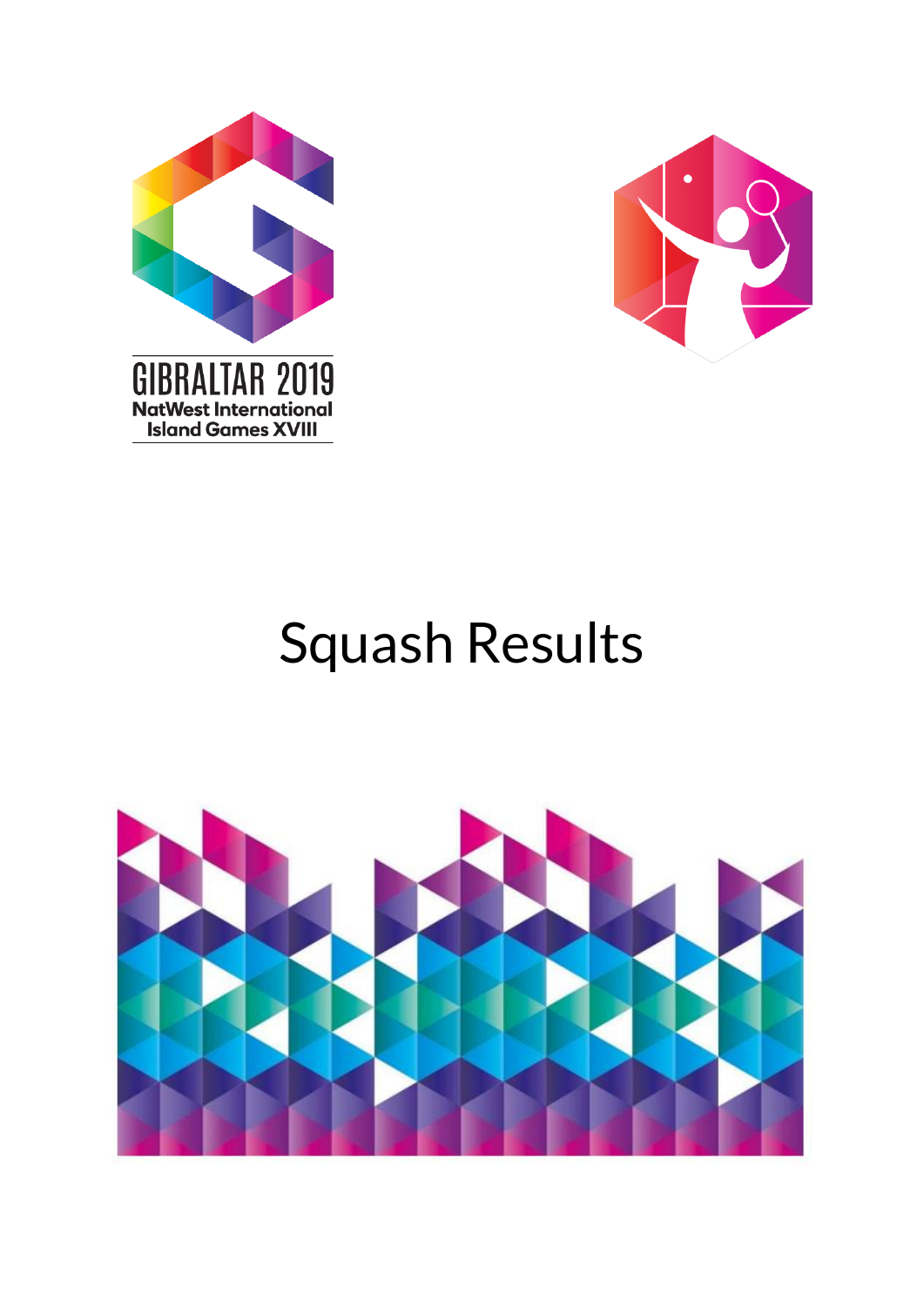GIBRALTAR 2019
NatWest International
Island Games XVIII

# Squash Results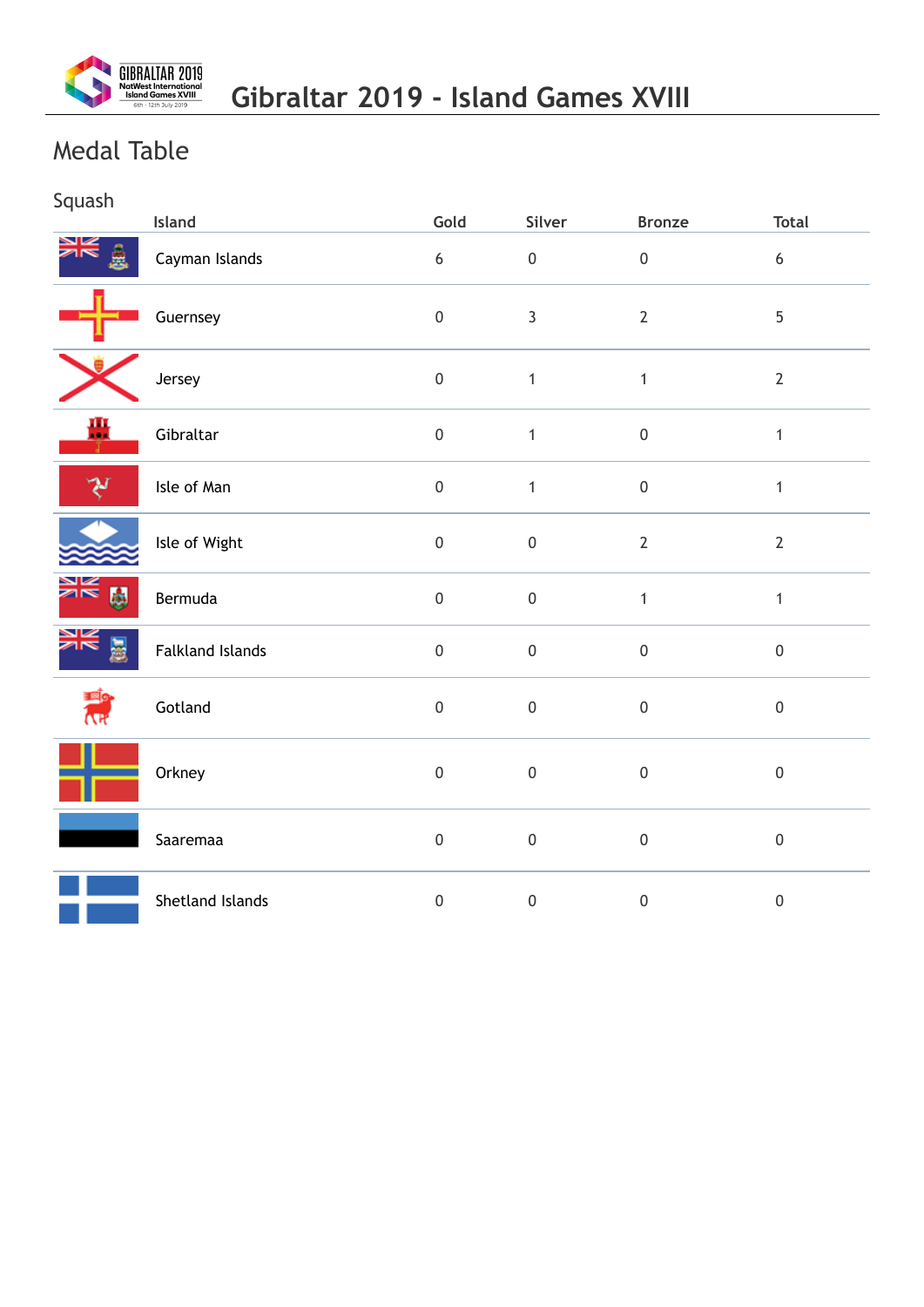# Gibraltar 2019 - Island Games XVIII

## Medal Table

### Squash

| Island | Gold | Silver | Bronze | Total |
|---|---|---|---|---|
| Cayman Islands | 6 | 0 | 0 | 6 |
| Guernsey | 0 | 3 | 2 | 5 |
| Jersey | 0 | 1 | 1 | 2 |
| Gibraltar | 0 | 1 | 0 | 1 |
| Isle of Man | 0 | 1 | 0 | 1 |
| Isle of Wight | 0 | 0 | 2 | 2 |
| Bermuda | 0 | 0 | 1 | 1 |
| Falkland Islands | 0 | 0 | 0 | 0 |
| Gotland | 0 | 0 | 0 | 0 |
| Orkney | 0 | 0 | 0 | 0 |
| Saaremaa | 0 | 0 | 0 | 0 |
| Shetland Islands | 0 | 0 | 0 | 0 |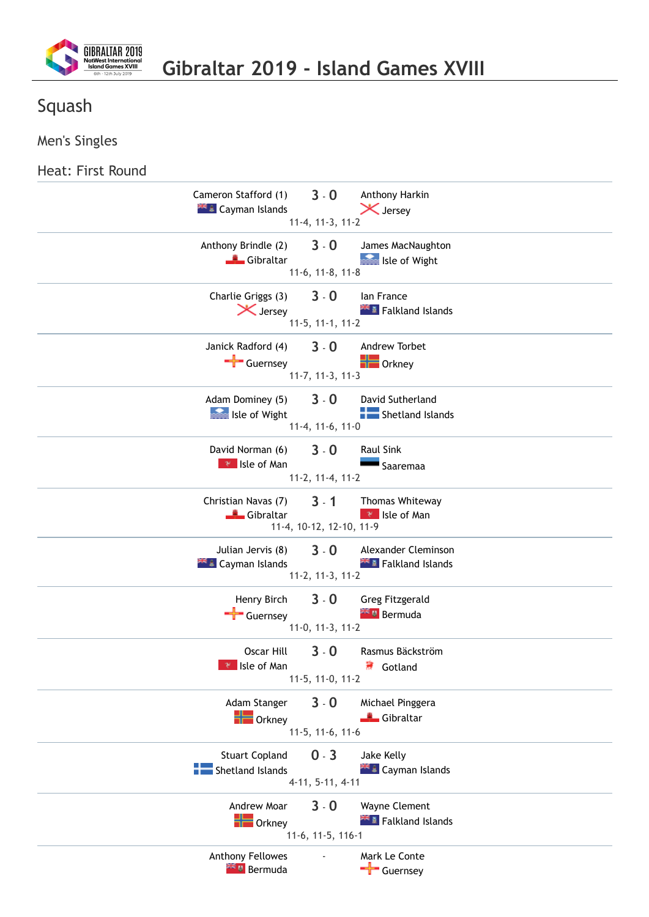# Gibraltar 2019 - Island Games XVIII

## Squash

### Men's Singles

### Heat: First Round

| Player | Score | Player |
| --- | --- | --- |
| Cameron Stafford (1) Cayman Islands | 3 - 0 | Anthony Harkin Jersey |
| | 11-4, 11-3, 11-2 | |
| Anthony Brindle (2) Gibraltar | 3 - 0 | James MacNaughton Isle of Wight |
| | 11-6, 11-8, 11-8 | |
| Charlie Griggs (3) Jersey | 3 - 0 | Ian France Falkland Islands |
| | 11-5, 11-1, 11-2 | |
| Janick Radford (4) Guernsey | 3 - 0 | Andrew Torbet Orkney |
| | 11-7, 11-3, 11-3 | |
| Adam Dominey (5) Isle of Wight | 3 - 0 | David Sutherland Shetland Islands |
| | 11-4, 11-6, 11-0 | |
| David Norman (6) Isle of Man | 3 - 0 | Raul Sink Saaremaa |
| | 11-2, 11-4, 11-2 | |
| Christian Navas (7) Gibraltar | 3 - 1 | Thomas Whiteway Isle of Man |
| | 11-4, 10-12, 12-10, 11-9 | |
| Julian Jervis (8) Cayman Islands | 3 - 0 | Alexander Cleminson Falkland Islands |
| | 11-2, 11-3, 11-2 | |
| Henry Birch Guernsey | 3 - 0 | Greg Fitzgerald Bermuda |
| | 11-0, 11-3, 11-2 | |
| Oscar Hill Isle of Man | 3 - 0 | Rasmus Bäckström Gotland |
| | 11-5, 11-0, 11-2 | |
| Adam Stanger Orkney | 3 - 0 | Michael Pinggera Gibraltar |
| | 11-5, 11-6, 11-6 | |
| Stuart Copland Shetland Islands | 0 - 3 | Jake Kelly Cayman Islands |
| | 4-11, 5-11, 4-11 | |
| Andrew Moar Orkney | 3 - 0 | Wayne Clement Falkland Islands |
| | 11-6, 11-5, 116-1 | |
| Anthony Fellowes Bermuda | - | Mark Le Conte Guernsey |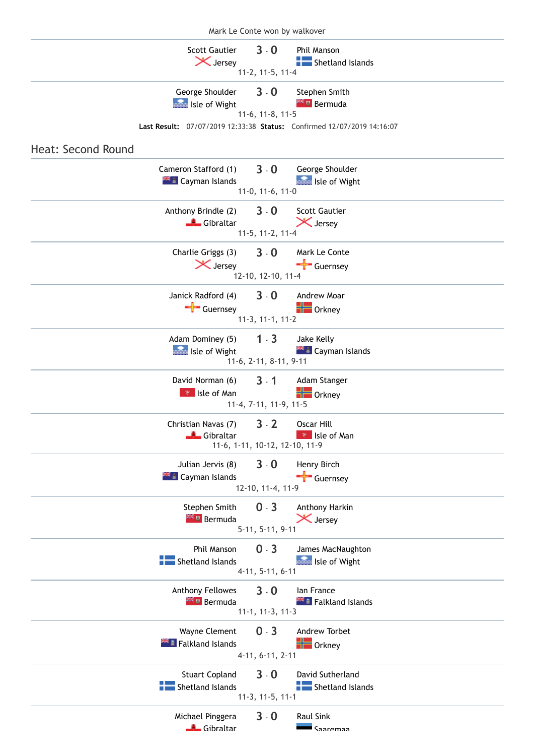Mark Le Conte won by walkover

| Player | Score | Player |
| --- | --- | --- |
| Scott Gautier<br>Jersey | 3 - 0 | Phil Manson<br>Shetland Islands |
| | 11-2, 11-5, 11-4 | |
| George Shoulder<br>Isle of Wight | 3 - 0 | Stephen Smith<br>Bermuda |
| | 11-6, 11-8, 11-5 | |

**Last Result:** 07/07/2019 12:33:38 **Status:** Confirmed 12/07/2019 14:16:07

## Heat: Second Round

| Player | Score | Player |
| --- | --- | --- |
| Cameron Stafford (1)<br>Cayman Islands | 3 - 0 | George Shoulder<br>Isle of Wight |
| | 11-0, 11-6, 11-0 | |
| Anthony Brindle (2)<br>Gibraltar | 3 - 0 | Scott Gautier<br>Jersey |
| | 11-5, 11-2, 11-4 | |
| Charlie Griggs (3)<br>Jersey | 3 - 0 | Mark Le Conte<br>Guernsey |
| | 12-10, 12-10, 11-4 | |
| Janick Radford (4)<br>Guernsey | 3 - 0 | Andrew Moar<br>Orkney |
| | 11-3, 11-1, 11-2 | |
| Adam Dominey (5)<br>Isle of Wight | 1 - 3 | Jake Kelly<br>Cayman Islands |
| | 11-6, 2-11, 8-11, 9-11 | |
| David Norman (6)<br>Isle of Man | 3 - 1 | Adam Stanger<br>Orkney |
| | 11-4, 7-11, 11-9, 11-5 | |
| Christian Navas (7)<br>Gibraltar | 3 - 2 | Oscar Hill<br>Isle of Man |
| | 11-6, 1-11, 10-12, 12-10, 11-9 | |
| Julian Jervis (8)<br>Cayman Islands | 3 - 0 | Henry Birch<br>Guernsey |
| | 12-10, 11-4, 11-9 | |
| Stephen Smith<br>Bermuda | 0 - 3 | Anthony Harkin<br>Jersey |
| | 5-11, 5-11, 9-11 | |
| Phil Manson<br>Shetland Islands | 0 - 3 | James MacNaughton<br>Isle of Wight |
| | 4-11, 5-11, 6-11 | |
| Anthony Fellowes<br>Bermuda | 3 - 0 | Ian France<br>Falkland Islands |
| | 11-1, 11-3, 11-3 | |
| Wayne Clement<br>Falkland Islands | 0 - 3 | Andrew Torbet<br>Orkney |
| | 4-11, 6-11, 2-11 | |
| Stuart Copland<br>Shetland Islands | 3 - 0 | David Sutherland<br>Shetland Islands |
| | 11-3, 11-5, 11-1 | |
| Michael Pinggera<br>Gibraltar | 3 - 0 | Raul Sink<br>Saaremaa |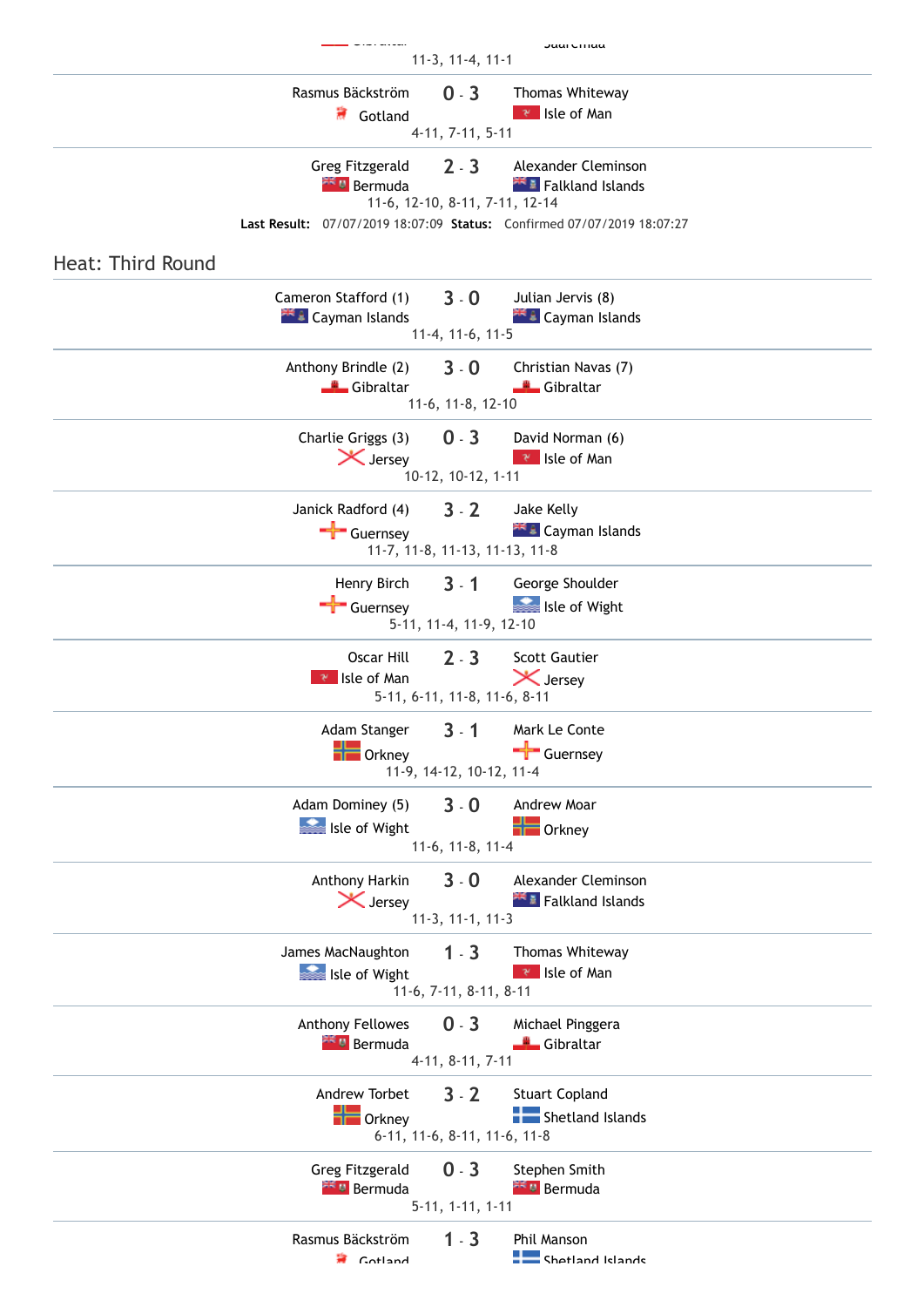11-3, 11-4, 11-1

| Player | Score | Player |
|---|---|---|
| Rasmus Bäckström<br>Gotland | 0 - 3 | Thomas Whiteway<br>Isle of Man |
| | 4-11, 7-11, 5-11 | |
| Greg Fitzgerald<br>Bermuda | 2 - 3 | Alexander Cleminson<br>Falkland Islands |
| | 11-6, 12-10, 8-11, 7-11, 12-14 | |

**Last Result:** 07/07/2019 18:07:09 **Status:** Confirmed 07/07/2019 18:07:27

## Heat: Third Round

| Player | Score | Player |
|---|---|---|
| Cameron Stafford (1)<br>Cayman Islands | 3 - 0 | Julian Jervis (8)<br>Cayman Islands |
| | 11-4, 11-6, 11-5 | |
| Anthony Brindle (2)<br>Gibraltar | 3 - 0 | Christian Navas (7)<br>Gibraltar |
| | 11-6, 11-8, 12-10 | |
| Charlie Griggs (3)<br>Jersey | 0 - 3 | David Norman (6)<br>Isle of Man |
| | 10-12, 10-12, 1-11 | |
| Janick Radford (4)<br>Guernsey | 3 - 2 | Jake Kelly<br>Cayman Islands |
| | 11-7, 11-8, 11-13, 11-13, 11-8 | |
| Henry Birch<br>Guernsey | 3 - 1 | George Shoulder<br>Isle of Wight |
| | 5-11, 11-4, 11-9, 12-10 | |
| Oscar Hill<br>Isle of Man | 2 - 3 | Scott Gautier<br>Jersey |
| | 5-11, 6-11, 11-8, 11-6, 8-11 | |
| Adam Stanger<br>Orkney | 3 - 1 | Mark Le Conte<br>Guernsey |
| | 11-9, 14-12, 10-12, 11-4 | |
| Adam Dominey (5)<br>Isle of Wight | 3 - 0 | Andrew Moar<br>Orkney |
| | 11-6, 11-8, 11-4 | |
| Anthony Harkin<br>Jersey | 3 - 0 | Alexander Cleminson<br>Falkland Islands |
| | 11-3, 11-1, 11-3 | |
| James MacNaughton<br>Isle of Wight | 1 - 3 | Thomas Whiteway<br>Isle of Man |
| | 11-6, 7-11, 8-11, 8-11 | |
| Anthony Fellowes<br>Bermuda | 0 - 3 | Michael Pinggera<br>Gibraltar |
| | 4-11, 8-11, 7-11 | |
| Andrew Torbet<br>Orkney | 3 - 2 | Stuart Copland<br>Shetland Islands |
| | 6-11, 11-6, 8-11, 11-6, 11-8 | |
| Greg Fitzgerald<br>Bermuda | 0 - 3 | Stephen Smith<br>Bermuda |
| | 5-11, 1-11, 1-11 | |
| Rasmus Bäckström<br>Gotland | 1 - 3 | Phil Manson<br>Shetland Islands |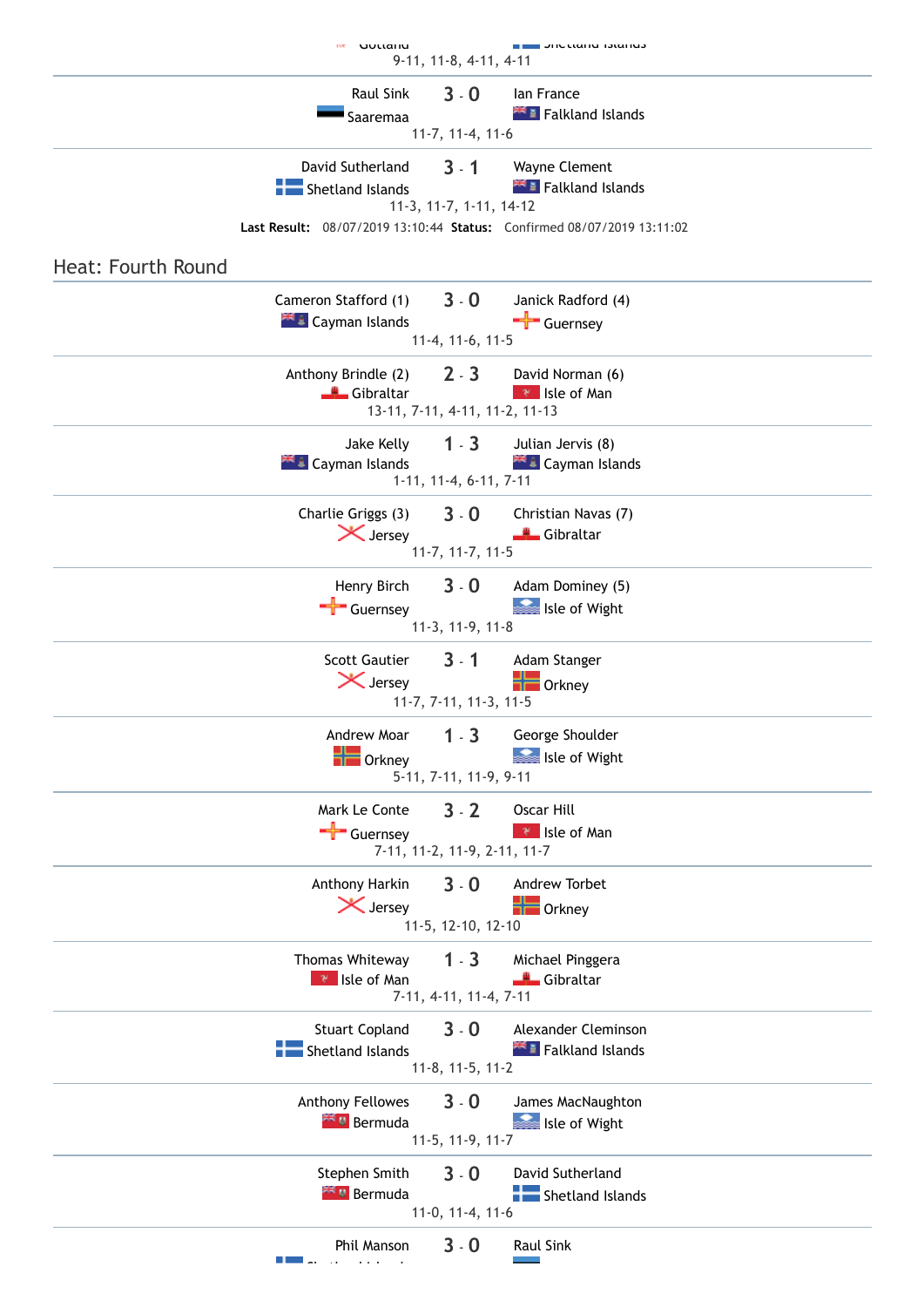| Gotland | | Shetland Islands |
|---|---|---|
| | 9-11, 11-8, 4-11, 4-11 | |
| Raul Sink<br>Saaremaa | 3 - 0 | Ian France<br>Falkland Islands |
| | 11-7, 11-4, 11-6 | |
| David Sutherland<br>Shetland Islands | 3 - 1 | Wayne Clement<br>Falkland Islands |
| | 11-3, 11-7, 1-11, 14-12 | |

**Last Result:** 08/07/2019 13:10:44 **Status:** Confirmed 08/07/2019 13:11:02

## Heat: Fourth Round

| Player | Score | Player |
|---|---|---|
| Cameron Stafford (1)<br>Cayman Islands | 3 - 0 | Janick Radford (4)<br>Guernsey |
| | 11-4, 11-6, 11-5 | |
| Anthony Brindle (2)<br>Gibraltar | 2 - 3 | David Norman (6)<br>Isle of Man |
| | 13-11, 7-11, 4-11, 11-2, 11-13 | |
| Jake Kelly<br>Cayman Islands | 1 - 3 | Julian Jervis (8)<br>Cayman Islands |
| | 1-11, 11-4, 6-11, 7-11 | |
| Charlie Griggs (3)<br>Jersey | 3 - 0 | Christian Navas (7)<br>Gibraltar |
| | 11-7, 11-7, 11-5 | |
| Henry Birch<br>Guernsey | 3 - 0 | Adam Dominey (5)<br>Isle of Wight |
| | 11-3, 11-9, 11-8 | |
| Scott Gautier<br>Jersey | 3 - 1 | Adam Stanger<br>Orkney |
| | 11-7, 7-11, 11-3, 11-5 | |
| Andrew Moar<br>Orkney | 1 - 3 | George Shoulder<br>Isle of Wight |
| | 5-11, 7-11, 11-9, 9-11 | |
| Mark Le Conte<br>Guernsey | 3 - 2 | Oscar Hill<br>Isle of Man |
| | 7-11, 11-2, 11-9, 2-11, 11-7 | |
| Anthony Harkin<br>Jersey | 3 - 0 | Andrew Torbet<br>Orkney |
| | 11-5, 12-10, 12-10 | |
| Thomas Whiteway<br>Isle of Man | 1 - 3 | Michael Pinggera<br>Gibraltar |
| | 7-11, 4-11, 11-4, 7-11 | |
| Stuart Copland<br>Shetland Islands | 3 - 0 | Alexander Cleminson<br>Falkland Islands |
| | 11-8, 11-5, 11-2 | |
| Anthony Fellowes<br>Bermuda | 3 - 0 | James MacNaughton<br>Isle of Wight |
| | 11-5, 11-9, 11-7 | |
| Stephen Smith<br>Bermuda | 3 - 0 | David Sutherland<br>Shetland Islands |
| | 11-0, 11-4, 11-6 | |
| Phil Manson<br>Shetland Islands | 3 - 0 | Raul Sink |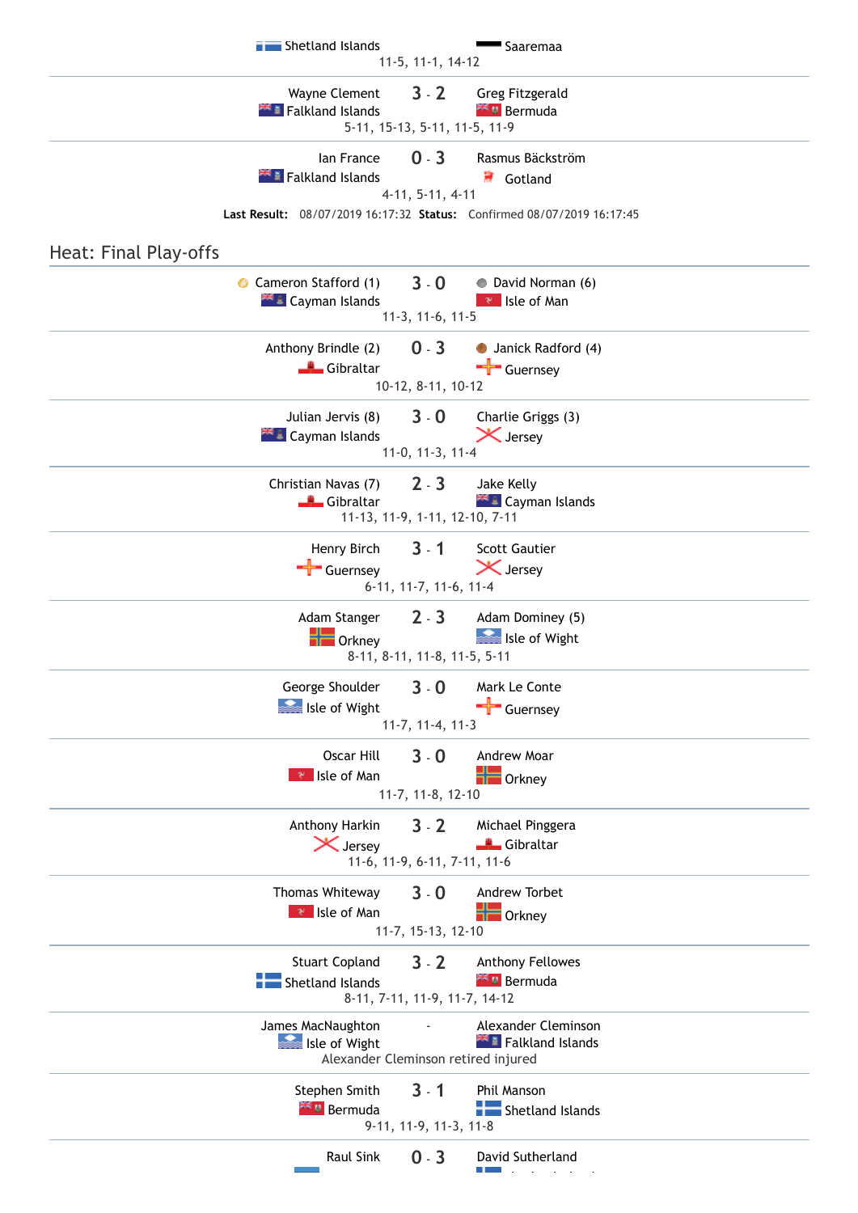| | | |
|---|---|---|
| Shetland Islands | | Saaremaa |
| | 11-5, 11-1, 14-12 | |

| | | |
|---|---|---|
| Wayne Clement<br>Falkland Islands | 3 - 2 | Greg Fitzgerald<br>Bermuda |
| | 5-11, 15-13, 5-11, 11-5, 11-9 | |

| | | |
|---|---|---|
| Ian France<br>Falkland Islands | 0 - 3 | Rasmus Bäckström<br>Gotland |
| | 4-11, 5-11, 4-11 | |

**Last Result:** 08/07/2019 16:17:32 **Status:** Confirmed 08/07/2019 16:17:45

## Heat: Final Play-offs

| Player 1 | Score | Player 2 |
|---|---|---|
| Cameron Stafford (1)<br>Cayman Islands | 3 - 0 | David Norman (6)<br>Isle of Man |
| | 11-3, 11-6, 11-5 | |
| Anthony Brindle (2)<br>Gibraltar | 0 - 3 | Janick Radford (4)<br>Guernsey |
| | 10-12, 8-11, 10-12 | |
| Julian Jervis (8)<br>Cayman Islands | 3 - 0 | Charlie Griggs (3)<br>Jersey |
| | 11-0, 11-3, 11-4 | |
| Christian Navas (7)<br>Gibraltar | 2 - 3 | Jake Kelly<br>Cayman Islands |
| | 11-13, 11-9, 1-11, 12-10, 7-11 | |
| Henry Birch<br>Guernsey | 3 - 1 | Scott Gautier<br>Jersey |
| | 6-11, 11-7, 11-6, 11-4 | |
| Adam Stanger<br>Orkney | 2 - 3 | Adam Dominey (5)<br>Isle of Wight |
| | 8-11, 8-11, 11-8, 11-5, 5-11 | |
| George Shoulder<br>Isle of Wight | 3 - 0 | Mark Le Conte<br>Guernsey |
| | 11-7, 11-4, 11-3 | |
| Oscar Hill<br>Isle of Man | 3 - 0 | Andrew Moar<br>Orkney |
| | 11-7, 11-8, 12-10 | |
| Anthony Harkin<br>Jersey | 3 - 2 | Michael Pinggera<br>Gibraltar |
| | 11-6, 11-9, 6-11, 7-11, 11-6 | |
| Thomas Whiteway<br>Isle of Man | 3 - 0 | Andrew Torbet<br>Orkney |
| | 11-7, 15-13, 12-10 | |
| Stuart Copland<br>Shetland Islands | 3 - 2 | Anthony Fellowes<br>Bermuda |
| | 8-11, 7-11, 11-9, 11-7, 14-12 | |
| James MacNaughton<br>Isle of Wight | - | Alexander Cleminson<br>Falkland Islands |
| | Alexander Cleminson retired injured | |
| Stephen Smith<br>Bermuda | 3 - 1 | Phil Manson<br>Shetland Islands |
| | 9-11, 11-9, 11-3, 11-8 | |
| Raul Sink | 0 - 3 | David Sutherland |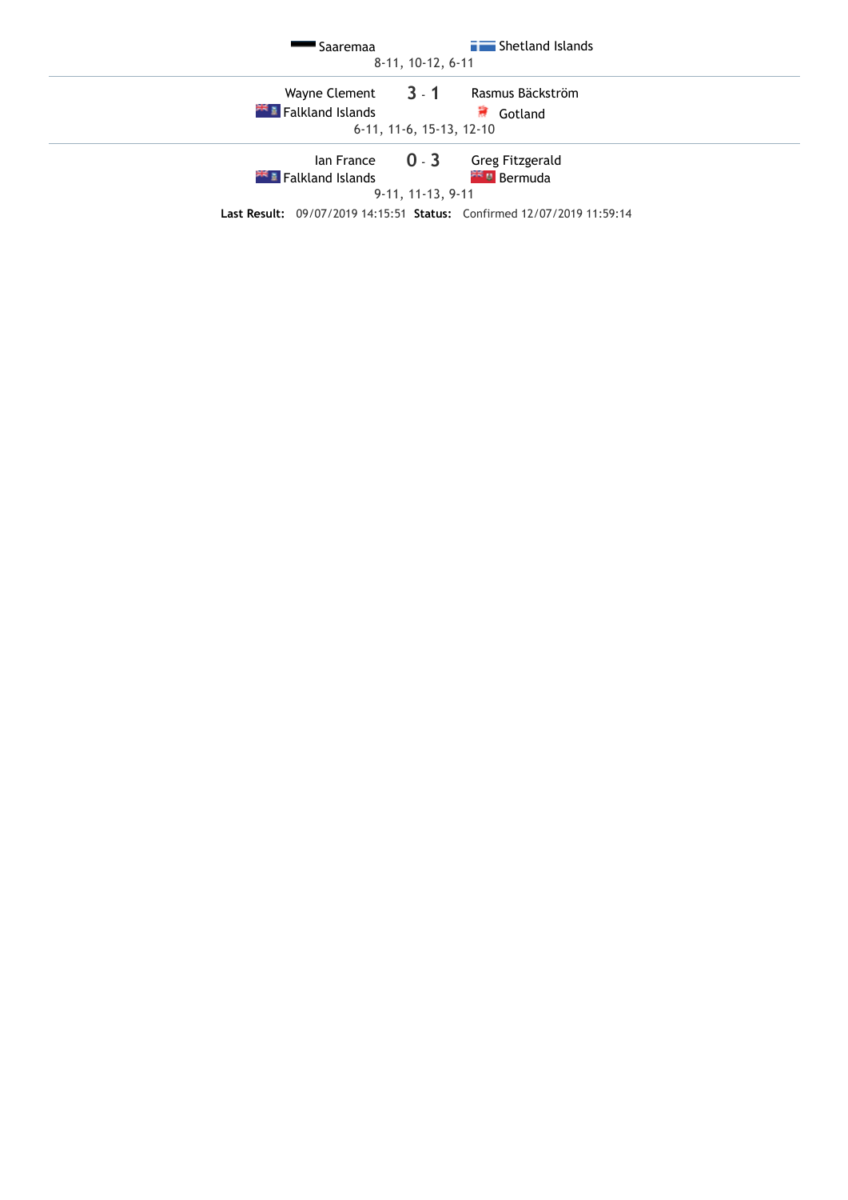| | | |
|---|---|---|
| Saaremaa | | Shetland Islands |
| | 8-11, 10-12, 6-11 | |
| Wayne Clement<br>Falkland Islands | 3 - 1 | Rasmus Bäckström<br>Gotland |
| | 6-11, 11-6, 15-13, 12-10 | |
| Ian France<br>Falkland Islands | 0 - 3 | Greg Fitzgerald<br>Bermuda |
| | 9-11, 11-13, 9-11 | |

**Last Result:** 09/07/2019 14:15:51 **Status:** Confirmed 12/07/2019 11:59:14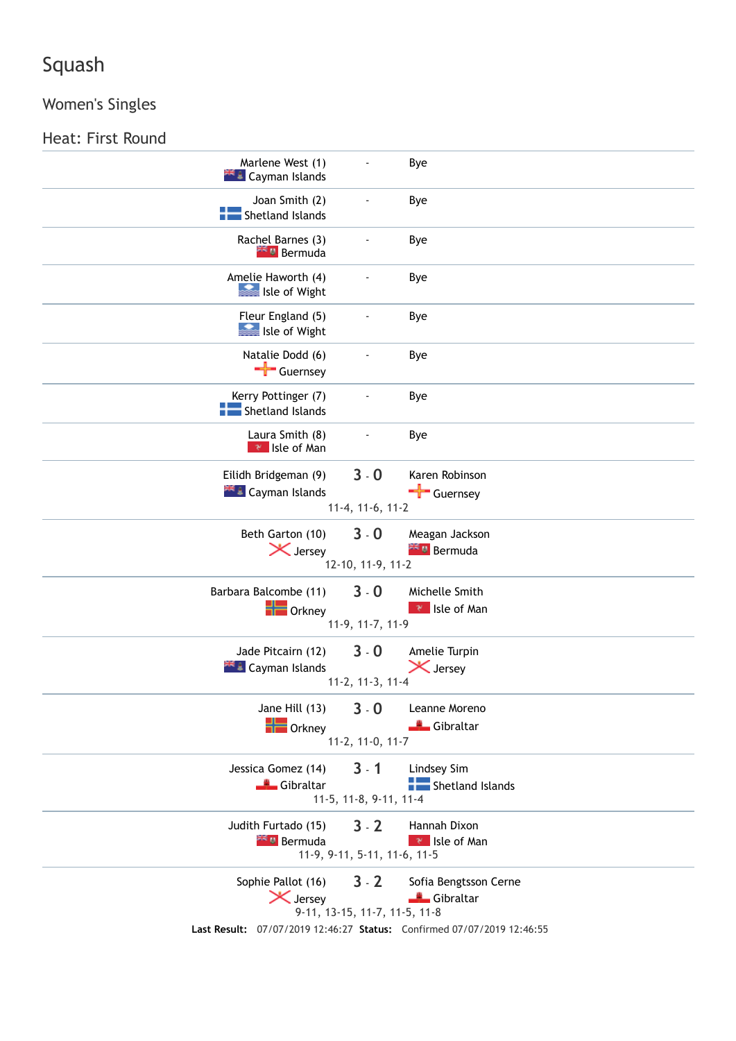# Squash

## Women's Singles

### Heat: First Round

| Player | Country | Result | Opponent | Country | Scores |
|---|---|---|---|---|---|
| Marlene West (1) | Cayman Islands | - | Bye | | |
| Joan Smith (2) | Shetland Islands | - | Bye | | |
| Rachel Barnes (3) | Bermuda | - | Bye | | |
| Amelie Haworth (4) | Isle of Wight | - | Bye | | |
| Fleur England (5) | Isle of Wight | - | Bye | | |
| Natalie Dodd (6) | Guernsey | - | Bye | | |
| Kerry Pottinger (7) | Shetland Islands | - | Bye | | |
| Laura Smith (8) | Isle of Man | - | Bye | | |
| Eilidh Bridgeman (9) | Cayman Islands | 3 - 0 | Karen Robinson | Guernsey | 11-4, 11-6, 11-2 |
| Beth Garton (10) | Jersey | 3 - 0 | Meagan Jackson | Bermuda | 12-10, 11-9, 11-2 |
| Barbara Balcombe (11) | Orkney | 3 - 0 | Michelle Smith | Isle of Man | 11-9, 11-7, 11-9 |
| Jade Pitcairn (12) | Cayman Islands | 3 - 0 | Amelie Turpin | Jersey | 11-2, 11-3, 11-4 |
| Jane Hill (13) | Orkney | 3 - 0 | Leanne Moreno | Gibraltar | 11-2, 11-0, 11-7 |
| Jessica Gomez (14) | Gibraltar | 3 - 1 | Lindsey Sim | Shetland Islands | 11-5, 11-8, 9-11, 11-4 |
| Judith Furtado (15) | Bermuda | 3 - 2 | Hannah Dixon | Isle of Man | 11-9, 9-11, 5-11, 11-6, 11-5 |
| Sophie Pallot (16) | Jersey | 3 - 2 | Sofia Bengtsson Cerne | Gibraltar | 9-11, 13-15, 11-7, 11-5, 11-8 |

**Last Result:** 07/07/2019 12:46:27 **Status:** Confirmed 07/07/2019 12:46:55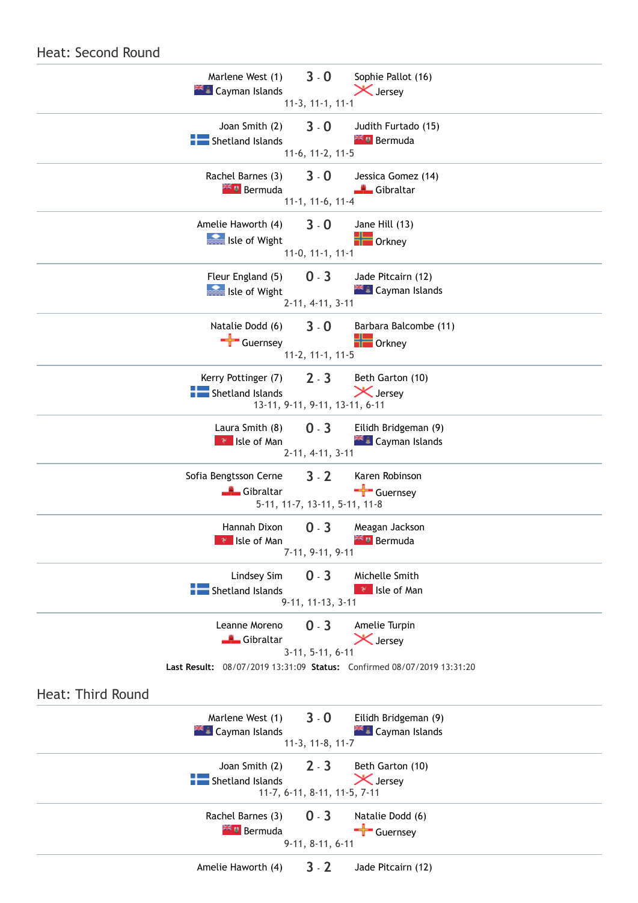## Heat: Second Round

| Player 1 | Score | Player 2 |
|---|---|---|
| Marlene West (1)<br>Cayman Islands | 3 - 0 | Sophie Pallot (16)<br>Jersey |
| | 11-3, 11-1, 11-1 | |
| Joan Smith (2)<br>Shetland Islands | 3 - 0 | Judith Furtado (15)<br>Bermuda |
| | 11-6, 11-2, 11-5 | |
| Rachel Barnes (3)<br>Bermuda | 3 - 0 | Jessica Gomez (14)<br>Gibraltar |
| | 11-1, 11-6, 11-4 | |
| Amelie Haworth (4)<br>Isle of Wight | 3 - 0 | Jane Hill (13)<br>Orkney |
| | 11-0, 11-1, 11-1 | |
| Fleur England (5)<br>Isle of Wight | 0 - 3 | Jade Pitcairn (12)<br>Cayman Islands |
| | 2-11, 4-11, 3-11 | |
| Natalie Dodd (6)<br>Guernsey | 3 - 0 | Barbara Balcombe (11)<br>Orkney |
| | 11-2, 11-1, 11-5 | |
| Kerry Pottinger (7)<br>Shetland Islands | 2 - 3 | Beth Garton (10)<br>Jersey |
| | 13-11, 9-11, 9-11, 13-11, 6-11 | |
| Laura Smith (8)<br>Isle of Man | 0 - 3 | Eilidh Bridgeman (9)<br>Cayman Islands |
| | 2-11, 4-11, 3-11 | |
| Sofia Bengtsson Cerne<br>Gibraltar | 3 - 2 | Karen Robinson<br>Guernsey |
| | 5-11, 11-7, 13-11, 5-11, 11-8 | |
| Hannah Dixon<br>Isle of Man | 0 - 3 | Meagan Jackson<br>Bermuda |
| | 7-11, 9-11, 9-11 | |
| Lindsey Sim<br>Shetland Islands | 0 - 3 | Michelle Smith<br>Isle of Man |
| | 9-11, 11-13, 3-11 | |
| Leanne Moreno<br>Gibraltar | 0 - 3 | Amelie Turpin<br>Jersey |
| | 3-11, 5-11, 6-11 | |

**Last Result:** 08/07/2019 13:31:09 **Status:** Confirmed 08/07/2019 13:31:20

## Heat: Third Round

| Player 1 | Score | Player 2 |
|---|---|---|
| Marlene West (1)<br>Cayman Islands | 3 - 0 | Eilidh Bridgeman (9)<br>Cayman Islands |
| | 11-3, 11-8, 11-7 | |
| Joan Smith (2)<br>Shetland Islands | 2 - 3 | Beth Garton (10)<br>Jersey |
| | 11-7, 6-11, 8-11, 11-5, 7-11 | |
| Rachel Barnes (3)<br>Bermuda | 0 - 3 | Natalie Dodd (6)<br>Guernsey |
| | 9-11, 8-11, 6-11 | |
| Amelie Haworth (4) | 3 - 2 | Jade Pitcairn (12) |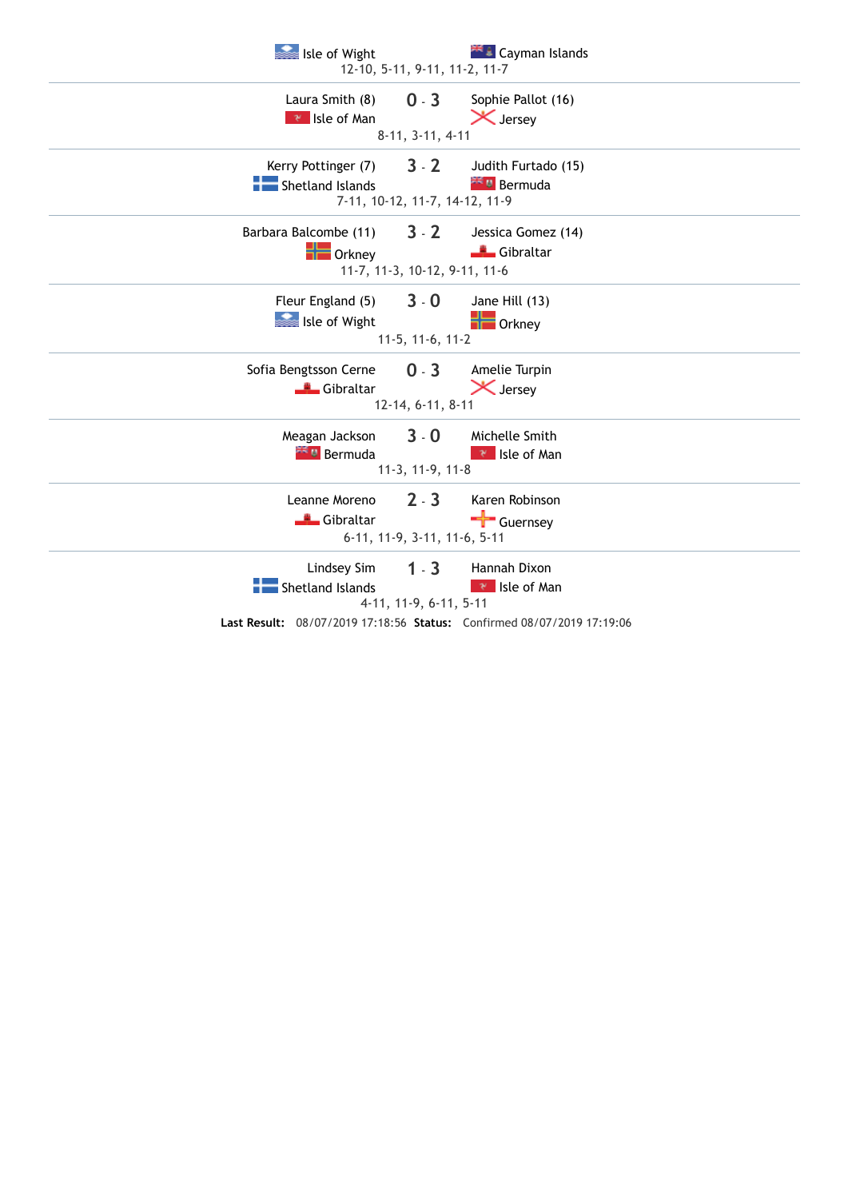| Player 1 | Score | Player 2 |
|---|---|---|
| Isle of Wight | | Cayman Islands |
| | 12-10, 5-11, 9-11, 11-2, 11-7 | |
| Laura Smith (8) Isle of Man | 0 - 3 | Sophie Pallot (16) Jersey |
| | 8-11, 3-11, 4-11 | |
| Kerry Pottinger (7) Shetland Islands | 3 - 2 | Judith Furtado (15) Bermuda |
| | 7-11, 10-12, 11-7, 14-12, 11-9 | |
| Barbara Balcombe (11) Orkney | 3 - 2 | Jessica Gomez (14) Gibraltar |
| | 11-7, 11-3, 10-12, 9-11, 11-6 | |
| Fleur England (5) Isle of Wight | 3 - 0 | Jane Hill (13) Orkney |
| | 11-5, 11-6, 11-2 | |
| Sofia Bengtsson Cerne Gibraltar | 0 - 3 | Amelie Turpin Jersey |
| | 12-14, 6-11, 8-11 | |
| Meagan Jackson Bermuda | 3 - 0 | Michelle Smith Isle of Man |
| | 11-3, 11-9, 11-8 | |
| Leanne Moreno Gibraltar | 2 - 3 | Karen Robinson Guernsey |
| | 6-11, 11-9, 3-11, 11-6, 5-11 | |
| Lindsey Sim Shetland Islands | 1 - 3 | Hannah Dixon Isle of Man |
| | 4-11, 11-9, 6-11, 5-11 | |

**Last Result:** 08/07/2019 17:18:56 **Status:** Confirmed 08/07/2019 17:19:06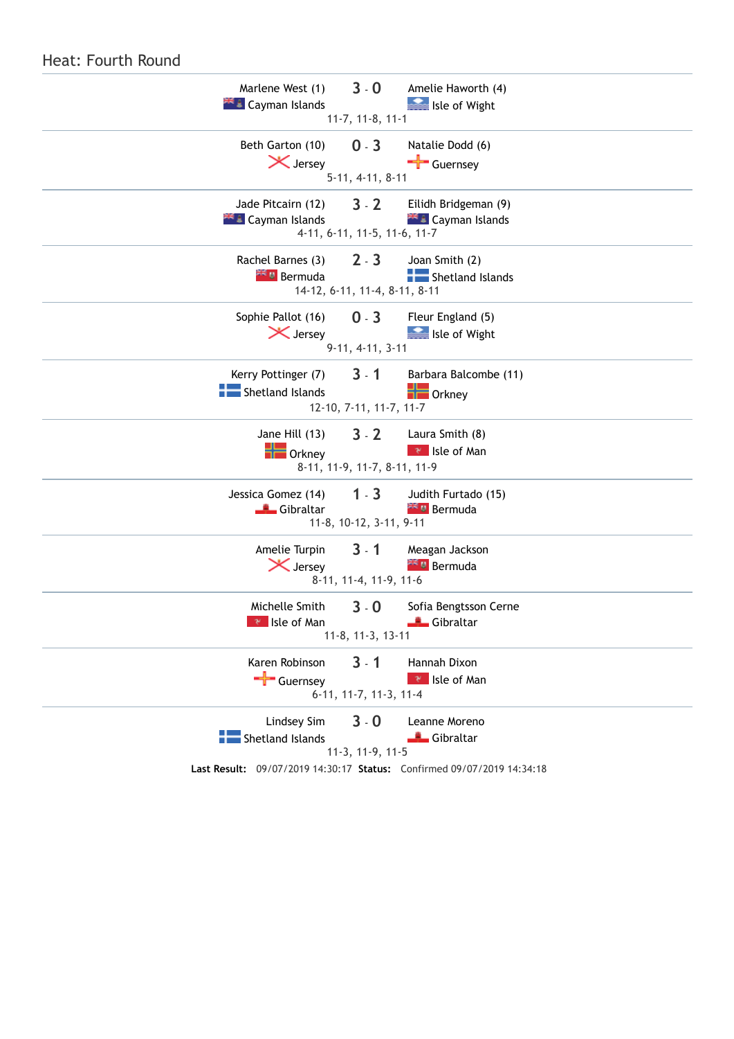## Heat: Fourth Round

| Player 1 | Score | Player 2 | Games |
|---|---|---|---|
| Marlene West (1)<br>Cayman Islands | 3 - 0 | Amelie Haworth (4)<br>Isle of Wight | 11-7, 11-8, 11-1 |
| Beth Garton (10)<br>Jersey | 0 - 3 | Natalie Dodd (6)<br>Guernsey | 5-11, 4-11, 8-11 |
| Jade Pitcairn (12)<br>Cayman Islands | 3 - 2 | Eilidh Bridgeman (9)<br>Cayman Islands | 4-11, 6-11, 11-5, 11-6, 11-7 |
| Rachel Barnes (3)<br>Bermuda | 2 - 3 | Joan Smith (2)<br>Shetland Islands | 14-12, 6-11, 11-4, 8-11, 8-11 |
| Sophie Pallot (16)<br>Jersey | 0 - 3 | Fleur England (5)<br>Isle of Wight | 9-11, 4-11, 3-11 |
| Kerry Pottinger (7)<br>Shetland Islands | 3 - 1 | Barbara Balcombe (11)<br>Orkney | 12-10, 7-11, 11-7, 11-7 |
| Jane Hill (13)<br>Orkney | 3 - 2 | Laura Smith (8)<br>Isle of Man | 8-11, 11-9, 11-7, 8-11, 11-9 |
| Jessica Gomez (14)<br>Gibraltar | 1 - 3 | Judith Furtado (15)<br>Bermuda | 11-8, 10-12, 3-11, 9-11 |
| Amelie Turpin<br>Jersey | 3 - 1 | Meagan Jackson<br>Bermuda | 8-11, 11-4, 11-9, 11-6 |
| Michelle Smith<br>Isle of Man | 3 - 0 | Sofia Bengtsson Cerne<br>Gibraltar | 11-8, 11-3, 13-11 |
| Karen Robinson<br>Guernsey | 3 - 1 | Hannah Dixon<br>Isle of Man | 6-11, 11-7, 11-3, 11-4 |
| Lindsey Sim<br>Shetland Islands | 3 - 0 | Leanne Moreno<br>Gibraltar | 11-3, 11-9, 11-5 |

**Last Result:** 09/07/2019 14:30:17 **Status:** Confirmed 09/07/2019 14:34:18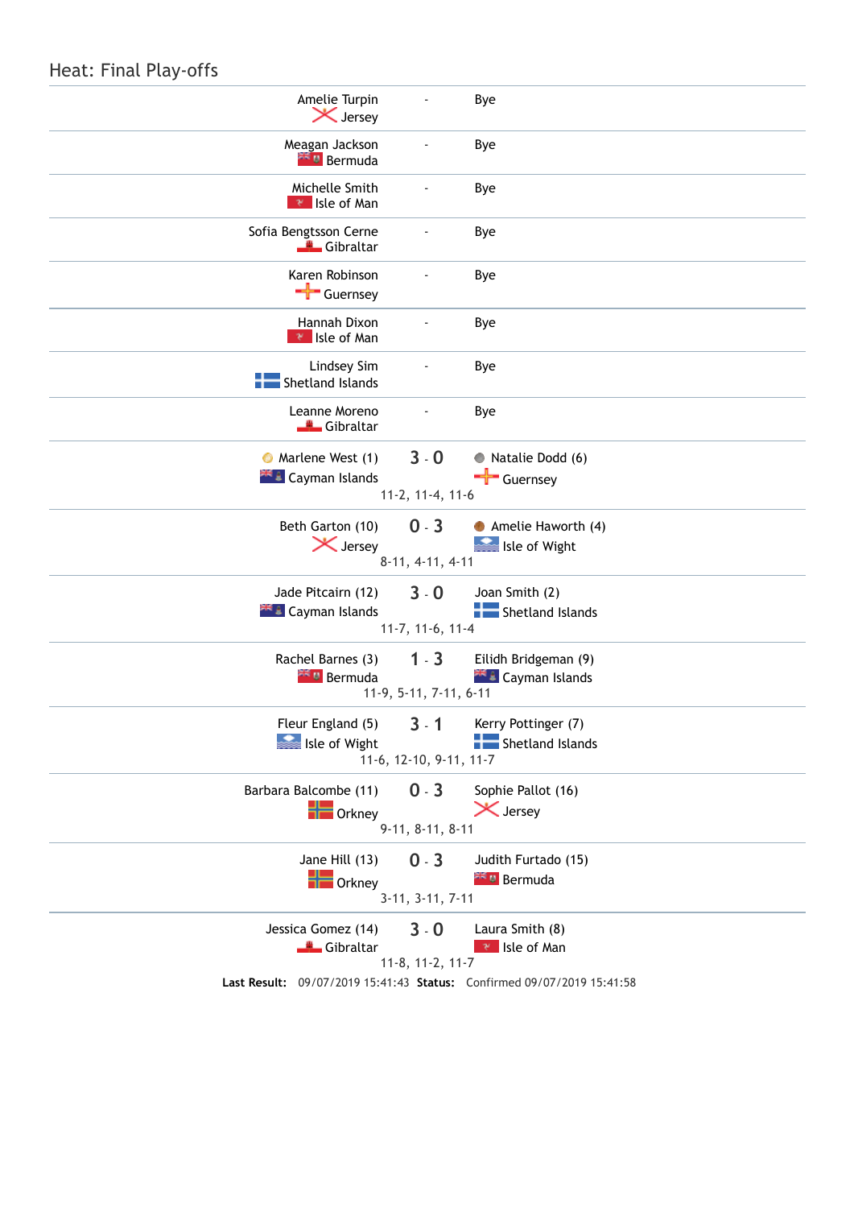## Heat: Final Play-offs

| Player 1 | Score | Player 2 | Games |
|---|---|---|---|
| Amelie Turpin<br>Jersey | - | Bye | |
| Meagan Jackson<br>Bermuda | - | Bye | |
| Michelle Smith<br>Isle of Man | - | Bye | |
| Sofia Bengtsson Cerne<br>Gibraltar | - | Bye | |
| Karen Robinson<br>Guernsey | - | Bye | |
| Hannah Dixon<br>Isle of Man | - | Bye | |
| Lindsey Sim<br>Shetland Islands | - | Bye | |
| Leanne Moreno<br>Gibraltar | - | Bye | |
| Marlene West (1)<br>Cayman Islands | 3 - 0 | Natalie Dodd (6)<br>Guernsey | 11-2, 11-4, 11-6 |
| Beth Garton (10)<br>Jersey | 0 - 3 | Amelie Haworth (4)<br>Isle of Wight | 8-11, 4-11, 4-11 |
| Jade Pitcairn (12)<br>Cayman Islands | 3 - 0 | Joan Smith (2)<br>Shetland Islands | 11-7, 11-6, 11-4 |
| Rachel Barnes (3)<br>Bermuda | 1 - 3 | Eilidh Bridgeman (9)<br>Cayman Islands | 11-9, 5-11, 7-11, 6-11 |
| Fleur England (5)<br>Isle of Wight | 3 - 1 | Kerry Pottinger (7)<br>Shetland Islands | 11-6, 12-10, 9-11, 11-7 |
| Barbara Balcombe (11)<br>Orkney | 0 - 3 | Sophie Pallot (16)<br>Jersey | 9-11, 8-11, 8-11 |
| Jane Hill (13)<br>Orkney | 0 - 3 | Judith Furtado (15)<br>Bermuda | 3-11, 3-11, 7-11 |
| Jessica Gomez (14)<br>Gibraltar | 3 - 0 | Laura Smith (8)<br>Isle of Man | 11-8, 11-2, 11-7 |

**Last Result:** 09/07/2019 15:41:43 **Status:** Confirmed 09/07/2019 15:41:58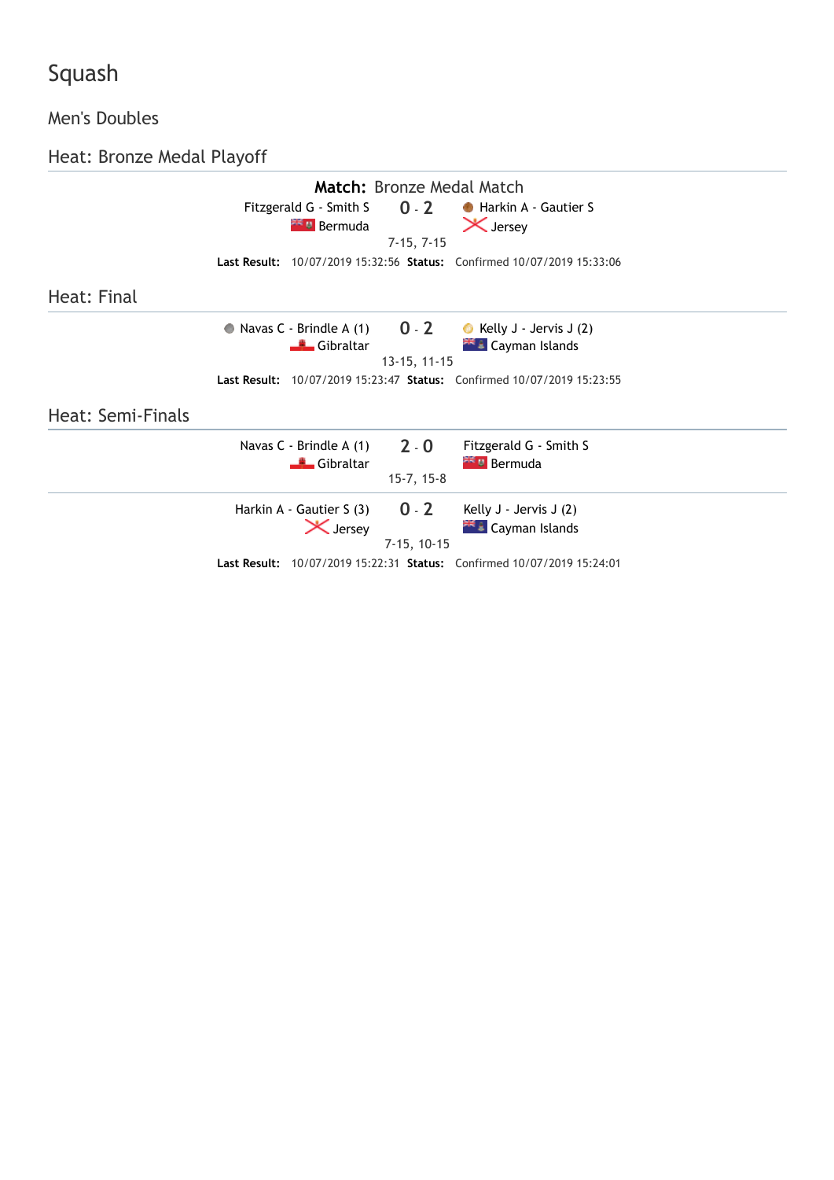# Squash

## Men's Doubles

### Heat: Bronze Medal Playoff

**Match:** Bronze Medal Match

| | Score | |
|---|---|---|
| Fitzgerald G - Smith S<br>Bermuda | 0 - 2<br>7-15, 7-15 | Harkin A - Gautier S<br>Jersey |

**Last Result:** 10/07/2019 15:32:56 **Status:** Confirmed 10/07/2019 15:33:06

### Heat: Final

| | Score | |
|---|---|---|
| Navas C - Brindle A (1)<br>Gibraltar | 0 - 2<br>13-15, 11-15 | Kelly J - Jervis J (2)<br>Cayman Islands |

**Last Result:** 10/07/2019 15:23:47 **Status:** Confirmed 10/07/2019 15:23:55

### Heat: Semi-Finals

| | Score | |
|---|---|---|
| Navas C - Brindle A (1)<br>Gibraltar | 2 - 0<br>15-7, 15-8 | Fitzgerald G - Smith S<br>Bermuda |
| Harkin A - Gautier S (3)<br>Jersey | 0 - 2<br>7-15, 10-15 | Kelly J - Jervis J (2)<br>Cayman Islands |

**Last Result:** 10/07/2019 15:22:31 **Status:** Confirmed 10/07/2019 15:24:01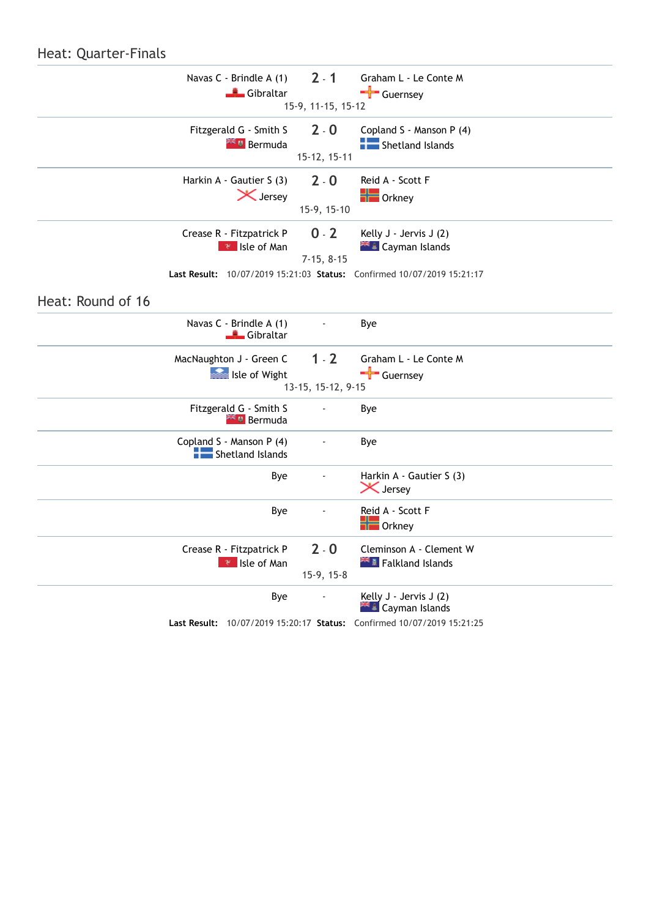## Heat: Quarter-Finals

| Team 1 | Score | Team 2 |
|---|---|---|
| Navas C - Brindle A (1) Gibraltar | 2 - 1 (15-9, 11-15, 15-12) | Graham L - Le Conte M Guernsey |
| Fitzgerald G - Smith S Bermuda | 2 - 0 (15-12, 15-11) | Copland S - Manson P (4) Shetland Islands |
| Harkin A - Gautier S (3) Jersey | 2 - 0 (15-9, 15-10) | Reid A - Scott F Orkney |
| Crease R - Fitzpatrick P Isle of Man | 0 - 2 (7-15, 8-15) | Kelly J - Jervis J (2) Cayman Islands |

**Last Result:** 10/07/2019 15:21:03 **Status:** Confirmed 10/07/2019 15:21:17

## Heat: Round of 16

| Team 1 | Score | Team 2 |
|---|---|---|
| Navas C - Brindle A (1) Gibraltar | - | Bye |
| MacNaughton J - Green C Isle of Wight | 1 - 2 (13-15, 15-12, 9-15) | Graham L - Le Conte M Guernsey |
| Fitzgerald G - Smith S Bermuda | - | Bye |
| Copland S - Manson P (4) Shetland Islands | - | Bye |
| Bye | - | Harkin A - Gautier S (3) Jersey |
| Bye | - | Reid A - Scott F Orkney |
| Crease R - Fitzpatrick P Isle of Man | 2 - 0 (15-9, 15-8) | Cleminson A - Clement W Falkland Islands |
| Bye | - | Kelly J - Jervis J (2) Cayman Islands |

**Last Result:** 10/07/2019 15:20:17 **Status:** Confirmed 10/07/2019 15:21:25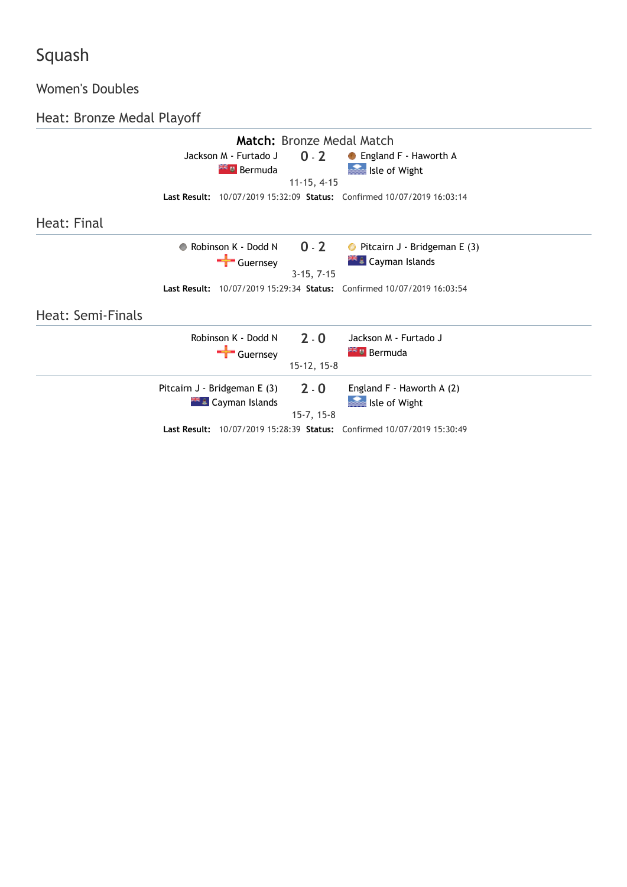# Squash

## Women's Doubles

### Heat: Bronze Medal Playoff

**Match:** Bronze Medal Match

| Team | Score | Team |
|---|---|---|
| Jackson M - Furtado J<br>Bermuda | 0 - 2<br>11-15, 4-15 | England F - Haworth A<br>Isle of Wight |

**Last Result:** 10/07/2019 15:32:09 **Status:** Confirmed 10/07/2019 16:03:14

### Heat: Final

| Team | Score | Team |
|---|---|---|
| Robinson K - Dodd N<br>Guernsey | 0 - 2<br>3-15, 7-15 | Pitcairn J - Bridgeman E (3)<br>Cayman Islands |

**Last Result:** 10/07/2019 15:29:34 **Status:** Confirmed 10/07/2019 16:03:54

### Heat: Semi-Finals

| Team | Score | Team |
|---|---|---|
| Robinson K - Dodd N<br>Guernsey | 2 - 0<br>15-12, 15-8 | Jackson M - Furtado J<br>Bermuda |
| Pitcairn J - Bridgeman E (3)<br>Cayman Islands | 2 - 0<br>15-7, 15-8 | England F - Haworth A (2)<br>Isle of Wight |

**Last Result:** 10/07/2019 15:28:39 **Status:** Confirmed 10/07/2019 15:30:49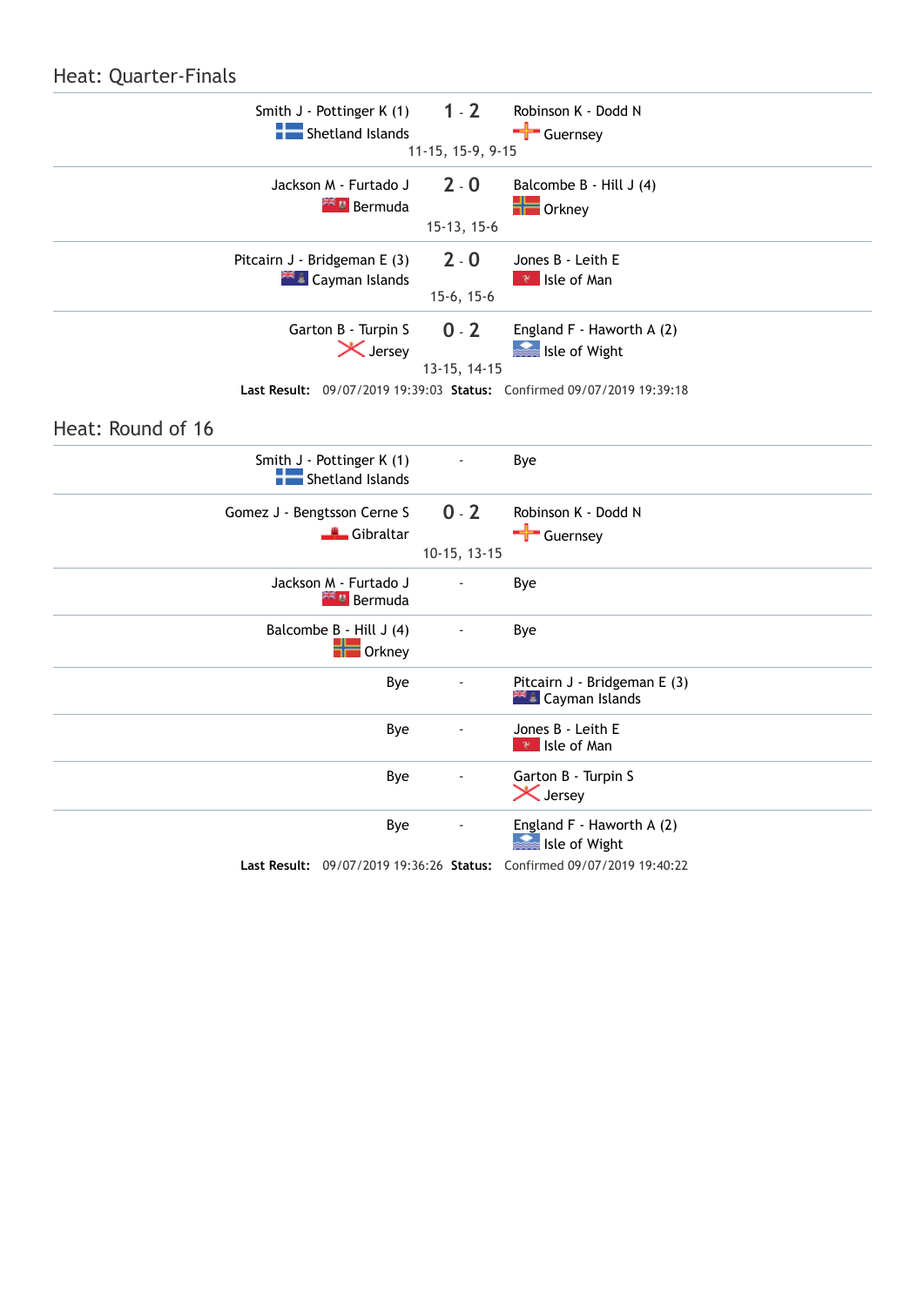## Heat: Quarter-Finals

| Team 1 | Score | Team 2 |
|---|---|---|
| Smith J - Pottinger K (1)<br>Shetland Islands | **1** - **2**<br>11-15, 15-9, 9-15 | Robinson K - Dodd N<br>Guernsey |
| Jackson M - Furtado J<br>Bermuda | **2** - **0**<br>15-13, 15-6 | Balcombe B - Hill J (4)<br>Orkney |
| Pitcairn J - Bridgeman E (3)<br>Cayman Islands | **2** - **0**<br>15-6, 15-6 | Jones B - Leith E<br>Isle of Man |
| Garton B - Turpin S<br>Jersey | **0** - **2**<br>13-15, 14-15 | England F - Haworth A (2)<br>Isle of Wight |

**Last Result:** 09/07/2019 19:39:03 **Status:** Confirmed 09/07/2019 19:39:18

## Heat: Round of 16

| Team 1 | Score | Team 2 |
|---|---|---|
| Smith J - Pottinger K (1)<br>Shetland Islands | - | Bye |
| Gomez J - Bengtsson Cerne S<br>Gibraltar | **0** - **2**<br>10-15, 13-15 | Robinson K - Dodd N<br>Guernsey |
| Jackson M - Furtado J<br>Bermuda | - | Bye |
| Balcombe B - Hill J (4)<br>Orkney | - | Bye |
| Bye | - | Pitcairn J - Bridgeman E (3)<br>Cayman Islands |
| Bye | - | Jones B - Leith E<br>Isle of Man |
| Bye | - | Garton B - Turpin S<br>Jersey |
| Bye | - | England F - Haworth A (2)<br>Isle of Wight |

**Last Result:** 09/07/2019 19:36:26 **Status:** Confirmed 09/07/2019 19:40:22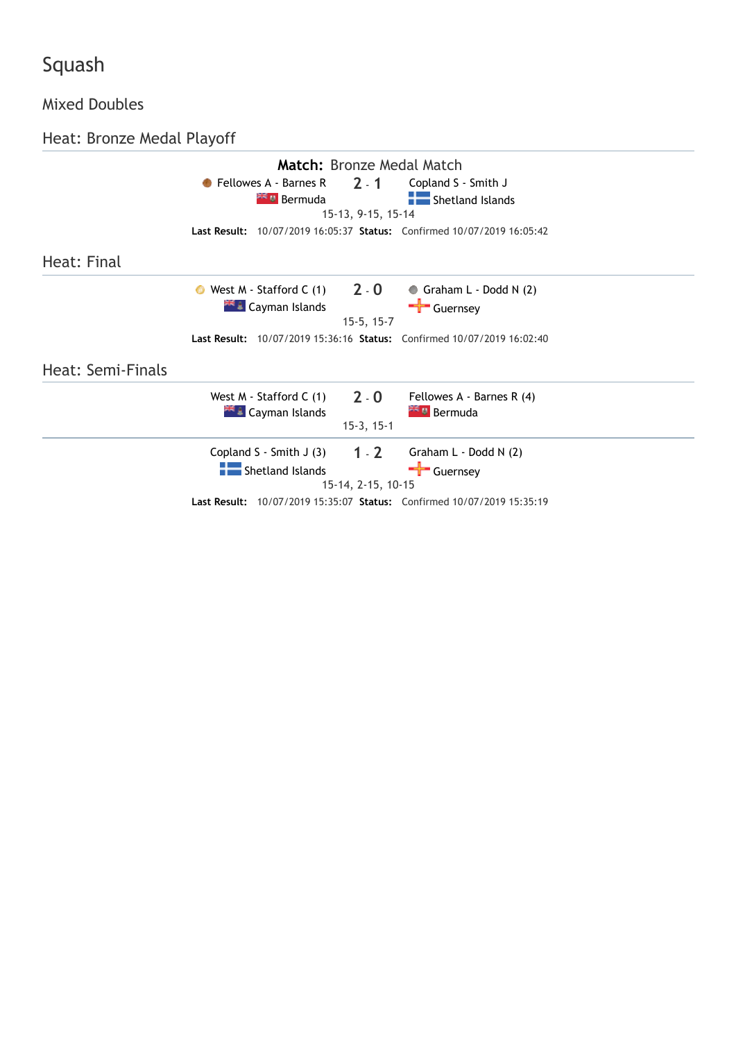# Squash

## Mixed Doubles

### Heat: Bronze Medal Playoff

**Match:** Bronze Medal Match

| | | |
|---|---|---|
| Fellowes A - Barnes R<br>Bermuda | **2** - **1** | Copland S - Smith J<br>Shetland Islands |
| | 15-13, 9-15, 15-14 | |

**Last Result:** 10/07/2019 16:05:37 **Status:** Confirmed 10/07/2019 16:05:42

### Heat: Final

| | | |
|---|---|---|
| West M - Stafford C (1)<br>Cayman Islands | **2** - **0** | Graham L - Dodd N (2)<br>Guernsey |
| | 15-5, 15-7 | |

**Last Result:** 10/07/2019 15:36:16 **Status:** Confirmed 10/07/2019 16:02:40

### Heat: Semi-Finals

| | | |
|---|---|---|
| West M - Stafford C (1)<br>Cayman Islands | **2** - **0** | Fellowes A - Barnes R (4)<br>Bermuda |
| | 15-3, 15-1 | |
| Copland S - Smith J (3)<br>Shetland Islands | **1** - **2** | Graham L - Dodd N (2)<br>Guernsey |
| | 15-14, 2-15, 10-15 | |

**Last Result:** 10/07/2019 15:35:07 **Status:** Confirmed 10/07/2019 15:35:19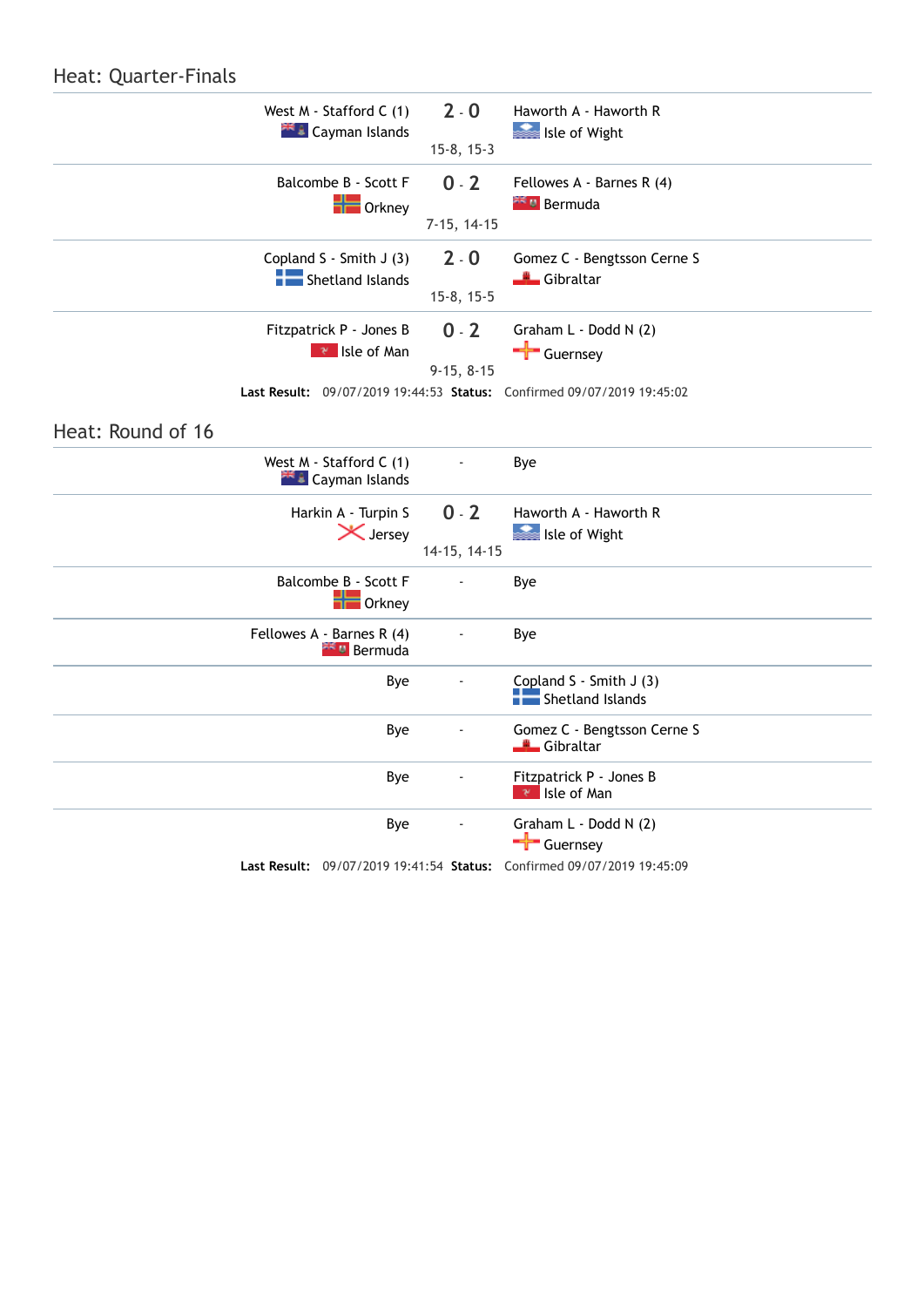## Heat: Quarter-Finals

| Team 1 | Score | Team 2 |
|---|---|---|
| West M - Stafford C (1) Cayman Islands | 2 - 0 (15-8, 15-3) | Haworth A - Haworth R Isle of Wight |
| Balcombe B - Scott F Orkney | 0 - 2 (7-15, 14-15) | Fellowes A - Barnes R (4) Bermuda |
| Copland S - Smith J (3) Shetland Islands | 2 - 0 (15-8, 15-5) | Gomez C - Bengtsson Cerne S Gibraltar |
| Fitzpatrick P - Jones B Isle of Man | 0 - 2 (9-15, 8-15) | Graham L - Dodd N (2) Guernsey |

**Last Result:** 09/07/2019 19:44:53 **Status:** Confirmed 09/07/2019 19:45:02

## Heat: Round of 16

| Team 1 | Score | Team 2 |
|---|---|---|
| West M - Stafford C (1) Cayman Islands | - | Bye |
| Harkin A - Turpin S Jersey | 0 - 2 (14-15, 14-15) | Haworth A - Haworth R Isle of Wight |
| Balcombe B - Scott F Orkney | - | Bye |
| Fellowes A - Barnes R (4) Bermuda | - | Bye |
| Bye | - | Copland S - Smith J (3) Shetland Islands |
| Bye | - | Gomez C - Bengtsson Cerne S Gibraltar |
| Bye | - | Fitzpatrick P - Jones B Isle of Man |
| Bye | - | Graham L - Dodd N (2) Guernsey |

**Last Result:** 09/07/2019 19:41:54 **Status:** Confirmed 09/07/2019 19:45:09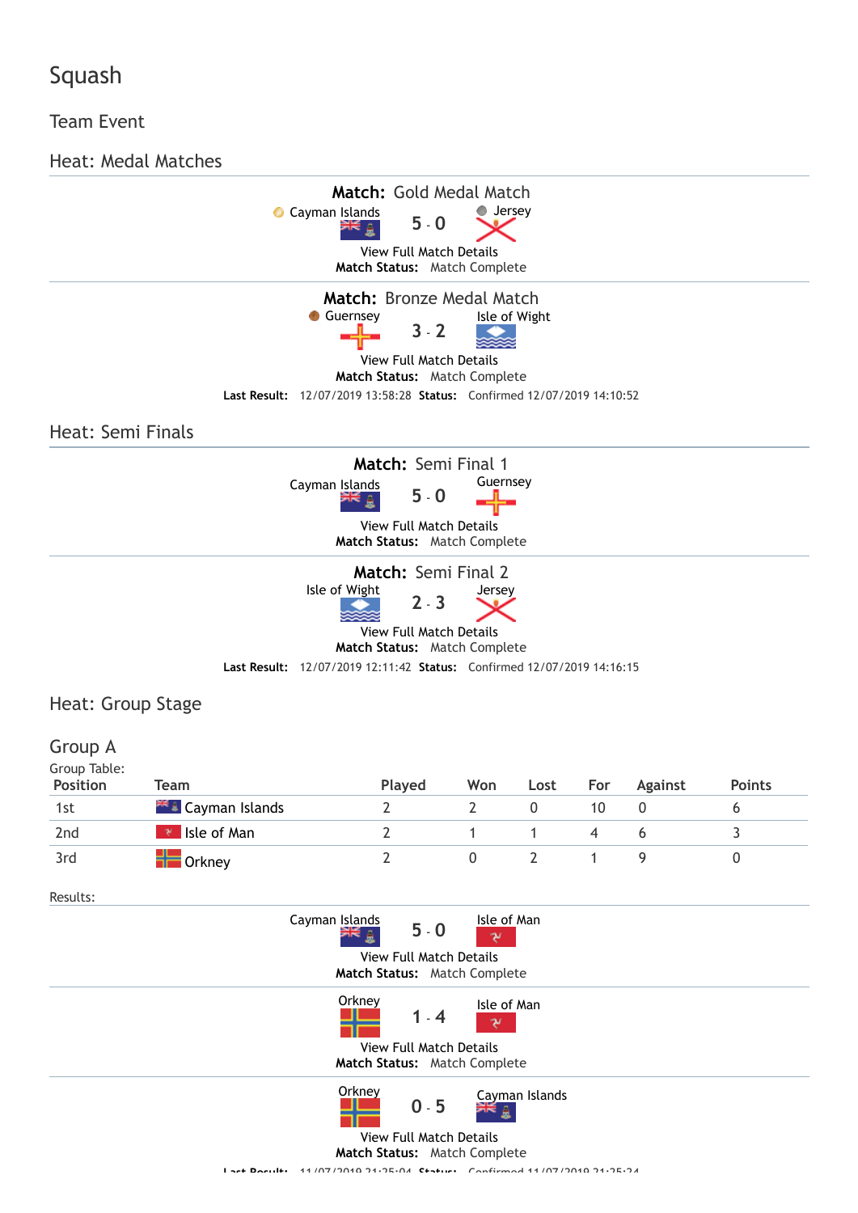# Squash

## Team Event

### Heat: Medal Matches

**Match:** Gold Medal Match

Cayman Islands **5 - 0** Jersey

View Full Match Details

**Match Status:** Match Complete

**Match:** Bronze Medal Match

Guernsey **3 - 2** Isle of Wight

View Full Match Details

**Match Status:** Match Complete

**Last Result:** 12/07/2019 13:58:28 **Status:** Confirmed 12/07/2019 14:10:52

### Heat: Semi Finals

**Match:** Semi Final 1

Cayman Islands **5 - 0** Guernsey

View Full Match Details

**Match Status:** Match Complete

**Match:** Semi Final 2

Isle of Wight **2 - 3** Jersey

View Full Match Details

**Match Status:** Match Complete

**Last Result:** 12/07/2019 12:11:42 **Status:** Confirmed 12/07/2019 14:16:15

### Heat: Group Stage

#### Group A

Group Table:

| Position | Team | Played | Won | Lost | For | Against | Points |
|---|---|---|---|---|---|---|---|
| 1st | Cayman Islands | 2 | 2 | 0 | 10 | 0 | 6 |
| 2nd | Isle of Man | 2 | 1 | 1 | 4 | 6 | 3 |
| 3rd | Orkney | 2 | 0 | 2 | 1 | 9 | 0 |

Results:

Cayman Islands **5 - 0** Isle of Man

View Full Match Details

**Match Status:** Match Complete

Orkney **1 - 4** Isle of Man

View Full Match Details

**Match Status:** Match Complete

Orkney **0 - 5** Cayman Islands

View Full Match Details

**Match Status:** Match Complete

**Last Result:** 11/07/2019 21:25:04 **Status:** Confirmed 11/07/2019 21:25:24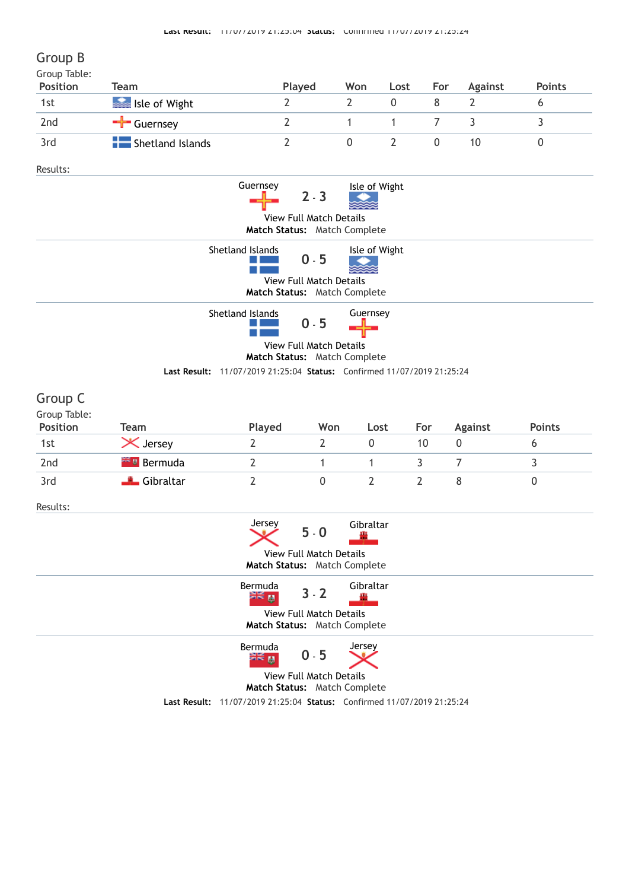Last Result: 11/07/2019 21:25:04 **Status:** Confirmed 11/07/2019 21:25:24

## Group B

Group Table:

| Position | Team | Played | Won | Lost | For | Against | Points |
|---|---|---|---|---|---|---|---|
| 1st | Isle of Wight | 2 | 2 | 0 | 8 | 2 | 6 |
| 2nd | Guernsey | 2 | 1 | 1 | 7 | 3 | 3 |
| 3rd | Shetland Islands | 2 | 0 | 2 | 0 | 10 | 0 |

Results:

Guernsey **2 - 3** Isle of Wight
View Full Match Details
**Match Status:** Match Complete

Shetland Islands **0 - 5** Isle of Wight
View Full Match Details
**Match Status:** Match Complete

Shetland Islands **0 - 5** Guernsey
View Full Match Details
**Match Status:** Match Complete

**Last Result:** 11/07/2019 21:25:04 **Status:** Confirmed 11/07/2019 21:25:24

## Group C

Group Table:

| Position | Team | Played | Won | Lost | For | Against | Points |
|---|---|---|---|---|---|---|---|
| 1st | Jersey | 2 | 2 | 0 | 10 | 0 | 6 |
| 2nd | Bermuda | 2 | 1 | 1 | 3 | 7 | 3 |
| 3rd | Gibraltar | 2 | 0 | 2 | 2 | 8 | 0 |

Results:

Jersey **5 - 0** Gibraltar
View Full Match Details
**Match Status:** Match Complete

Bermuda **3 - 2** Gibraltar
View Full Match Details
**Match Status:** Match Complete

Bermuda **0 - 5** Jersey
View Full Match Details
**Match Status:** Match Complete

**Last Result:** 11/07/2019 21:25:04 **Status:** Confirmed 11/07/2019 21:25:24